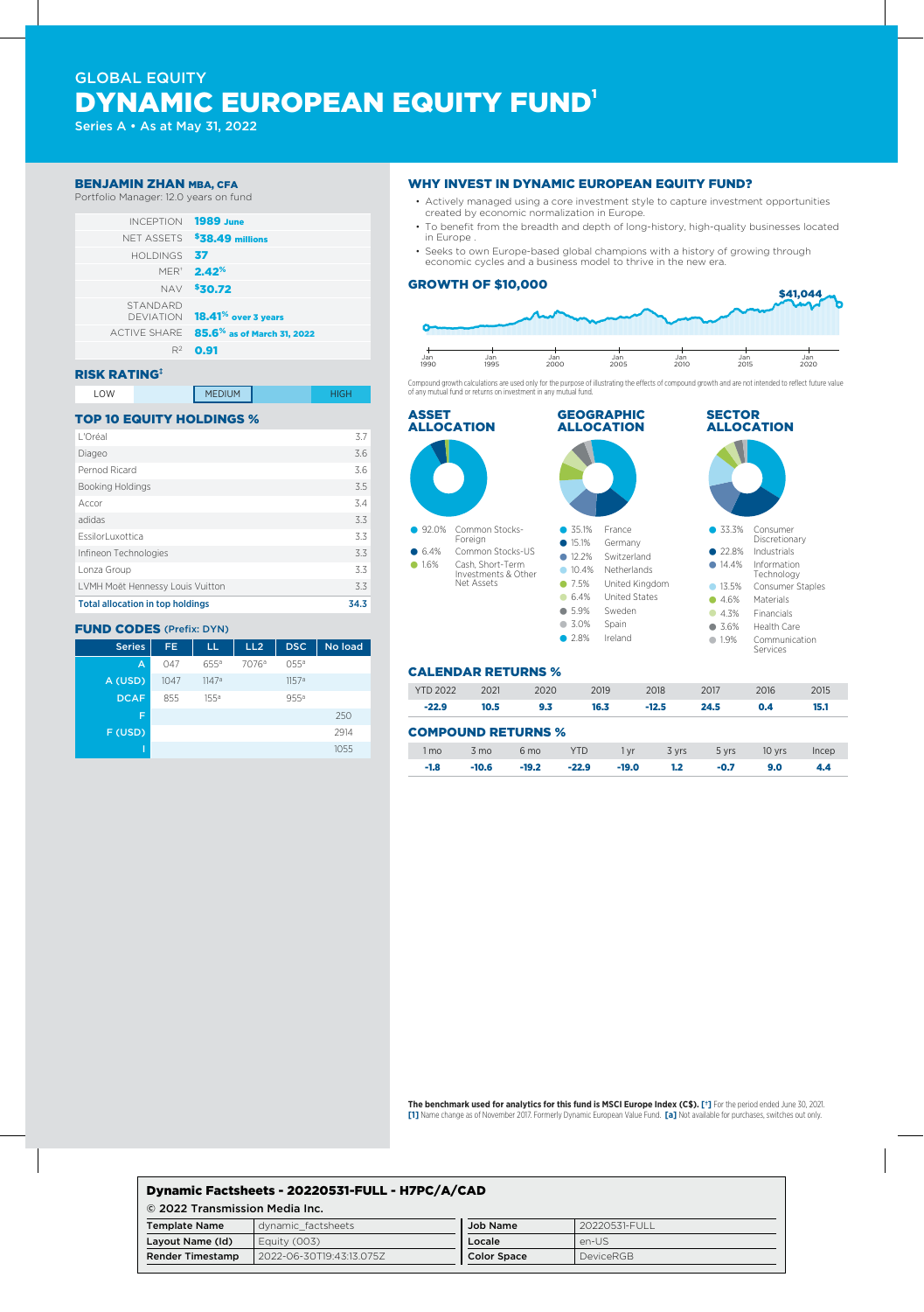GLOBAL EQUITY

# DYNAMIC EUROPEAN EQUITY FUND[1]

Series A • As at May 31, 2022

**BENJAMIN ZHAN MBA, CFA**
Portfolio Manager: 12.0 years on fund

| | |
|---|---|
| INCEPTION | **1989 June** |
| NET ASSETS | **$38.49 millions** |
| HOLDINGS | **37** |
| MER[†] | **2.42%** |
| NAV | **$30.72** |
| STANDARD DEVIATION | **18.41% over 3 years** |
| ACTIVE SHARE | **85.6% as of March 31, 2022** |
| $R^2$ | **0.91** |

## RISK RATING[‡]

LOW | MEDIUM | HIGH

## TOP 10 EQUITY HOLDINGS %

| Holding | % |
|---|---|
| L'Oréal | 3.7 |
| Diageo | 3.6 |
| Pernod Ricard | 3.6 |
| Booking Holdings | 3.5 |
| Accor | 3.4 |
| adidas | 3.3 |
| EssilorLuxottica | 3.3 |
| Infineon Technologies | 3.3 |
| Lonza Group | 3.3 |
| LVMH Moët Hennessy Louis Vuitton | 3.3 |
| **Total allocation in top holdings** | **34.3** |

## FUND CODES (Prefix: DYN)

| Series | FE | LL | LL2 | DSC | No load |
|---|---|---|---|---|---|
| A | 047 | 655[a] | 7076[a] | 055[a] | |
| A (USD) | 1047 | 1147[a] | | 1157[a] | |
| DCAF | 855 | 155[a] | | 955[a] | |
| F | | | | | 250 |
| F (USD) | | | | | 2914 |
| I | | | | | 1055 |

## WHY INVEST IN DYNAMIC EUROPEAN EQUITY FUND?

- Actively managed using a core investment style to capture investment opportunities created by economic normalization in Europe.
- To benefit from the breadth and depth of long-history, high-quality businesses located in Europe .
- Seeks to own Europe-based global champions with a history of growing through economic cycles and a business model to thrive in the new era.

## GROWTH OF $10,000

$41,044

Jan 1990 · Jan 1995 · Jan 2000 · Jan 2005 · Jan 2010 · Jan 2015 · Jan 2020

Compound growth calculations are used only for the purpose of illustrating the effects of compound growth and are not intended to reflect future value of any mutual fund or returns on investment in any mutual fund.

## ASSET ALLOCATION

| % | Asset |
|---|---|
| 92.0% | Common Stocks-Foreign |
| 6.4% | Common Stocks-US |
| 1.6% | Cash, Short-Term Investments & Other Net Assets |

## GEOGRAPHIC ALLOCATION

| % | Country |
|---|---|
| 35.1% | France |
| 15.1% | Germany |
| 12.2% | Switzerland |
| 10.4% | Netherlands |
| 7.5% | United Kingdom |
| 6.4% | United States |
| 5.9% | Sweden |
| 3.0% | Spain |
| 2.8% | Ireland |

## SECTOR ALLOCATION

| % | Sector |
|---|---|
| 33.3% | Consumer Discretionary |
| 22.8% | Industrials |
| 14.4% | Information Technology |
| 13.5% | Consumer Staples |
| 4.6% | Materials |
| 4.3% | Financials |
| 3.6% | Health Care |
| 1.9% | Communication Services |

## CALENDAR RETURNS %

| YTD 2022 | 2021 | 2020 | 2019 | 2018 | 2017 | 2016 | 2015 |
|---|---|---|---|---|---|---|---|
| **-22.9** | **10.5** | **9.3** | **16.3** | **-12.5** | **24.5** | **0.4** | **15.1** |

## COMPOUND RETURNS %

| 1 mo | 3 mo | 6 mo | YTD | 1 yr | 3 yrs | 5 yrs | 10 yrs | Incep |
|---|---|---|---|---|---|---|---|---|
| **-1.8** | **-10.6** | **-19.2** | **-22.9** | **-19.0** | **1.2** | **-0.7** | **9.0** | **4.4** |

**The benchmark used for analytics for this fund is MSCI Europe Index (C$).** [†] For the period ended June 30, 2021. [1] Name change as of November 2017. Formerly Dynamic European Value Fund. [a] Not available for purchases, switches out only.

**Dynamic Factsheets - 20220531-FULL - H7PC/A/CAD**

© 2022 Transmission Media Inc.

| | | | |
|---|---|---|---|
| **Template Name** | dynamic_factsheets | **Job Name** | 20220531-FULL |
| **Layout Name (Id)** | Equity (003) | **Locale** | en-US |
| **Render Timestamp** | 2022-06-30T19:43:13.075Z | **Color Space** | DeviceRGB |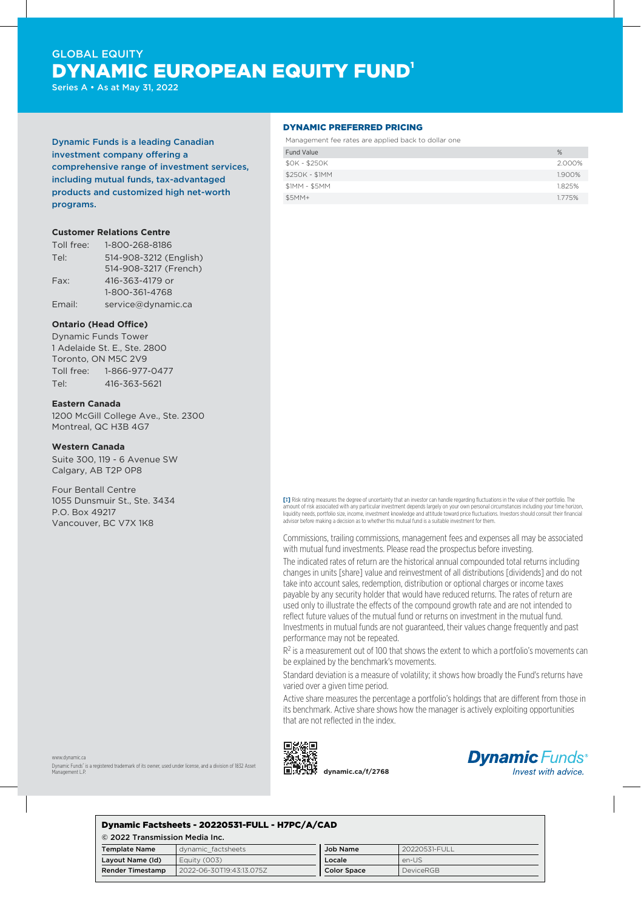GLOBAL EQUITY

# DYNAMIC EUROPEAN EQUITY FUND[1]

Series A • As at May 31, 2022

**Dynamic Funds is a leading Canadian investment company offering a comprehensive range of investment services, including mutual funds, tax-advantaged products and customized high net-worth programs.**

### Customer Relations Centre

Toll free: 1-800-268-8186
Tel: 514-908-3212 (English)
514-908-3217 (French)
Fax: 416-363-4179 or
1-800-361-4768
Email: service@dynamic.ca

### Ontario (Head Office)

Dynamic Funds Tower
1 Adelaide St. E., Ste. 2800
Toronto, ON M5C 2V9
Toll free: 1-866-977-0477
Tel: 416-363-5621

### Eastern Canada

1200 McGill College Ave., Ste. 2300
Montreal, QC H3B 4G7

### Western Canada

Suite 300, 119 - 6 Avenue SW
Calgary, AB T2P 0P8

Four Bentall Centre
1055 Dunsmuir St., Ste. 3434
P.O. Box 49217
Vancouver, BC V7X 1K8

www.dynamic.ca

Dynamic Funds[1] is a registered trademark of its owner, used under license, and a division of 1832 Asset Management L.P.

## DYNAMIC PREFERRED PRICING

Management fee rates are applied back to dollar one

| Fund Value | % |
|---|---|
| $0K - $250K | 2.000% |
| $250K - $1MM | 1.900% |
| $1MM - $5MM | 1.825% |
| $5MM+ | 1.775% |

[‡] Risk rating measures the degree of uncertainty that an investor can handle regarding fluctuations in the value of their portfolio. The amount of risk associated with any particular investment depends largely on your own personal circumstances including your time horizon, liquidity needs, portfolio size, income, investment knowledge and attitude toward price fluctuations. Investors should consult their financial advisor before making a decision as to whether this mutual fund is a suitable investment for them.

Commissions, trailing commissions, management fees and expenses all may be associated with mutual fund investments. Please read the prospectus before investing.

The indicated rates of return are the historical annual compounded total returns including changes in units [share] value and reinvestment of all distributions [dividends] and do not take into account sales, redemption, distribution or optional charges or income taxes payable by any security holder that would have reduced returns. The rates of return are used only to illustrate the effects of the compound growth rate and are not intended to reflect future values of the mutual fund or returns on investment in the mutual fund. Investments in mutual funds are not guaranteed, their values change frequently and past performance may not be repeated.

$R^2$ is a measurement out of 100 that shows the extent to which a portfolio's movements can be explained by the benchmark's movements.

Standard deviation is a measure of volatility; it shows how broadly the Fund's returns have varied over a given time period.

Active share measures the percentage a portfolio's holdings that are different from those in its benchmark. Active share shows how the manager is actively exploiting opportunities that are not reflected in the index.

dynamic.ca/f/2768

Dynamic Funds®
*Invest with advice.*

**Dynamic Factsheets - 20220531-FULL - H7PC/A/CAD**

© 2022 Transmission Media Inc.

| | | | |
|---|---|---|---|
| **Template Name** | dynamic_factsheets | **Job Name** | 20220531-FULL |
| **Layout Name (Id)** | Equity (003) | **Locale** | en-US |
| **Render Timestamp** | 2022-06-30T19:43:13.075Z | **Color Space** | DeviceRGB |